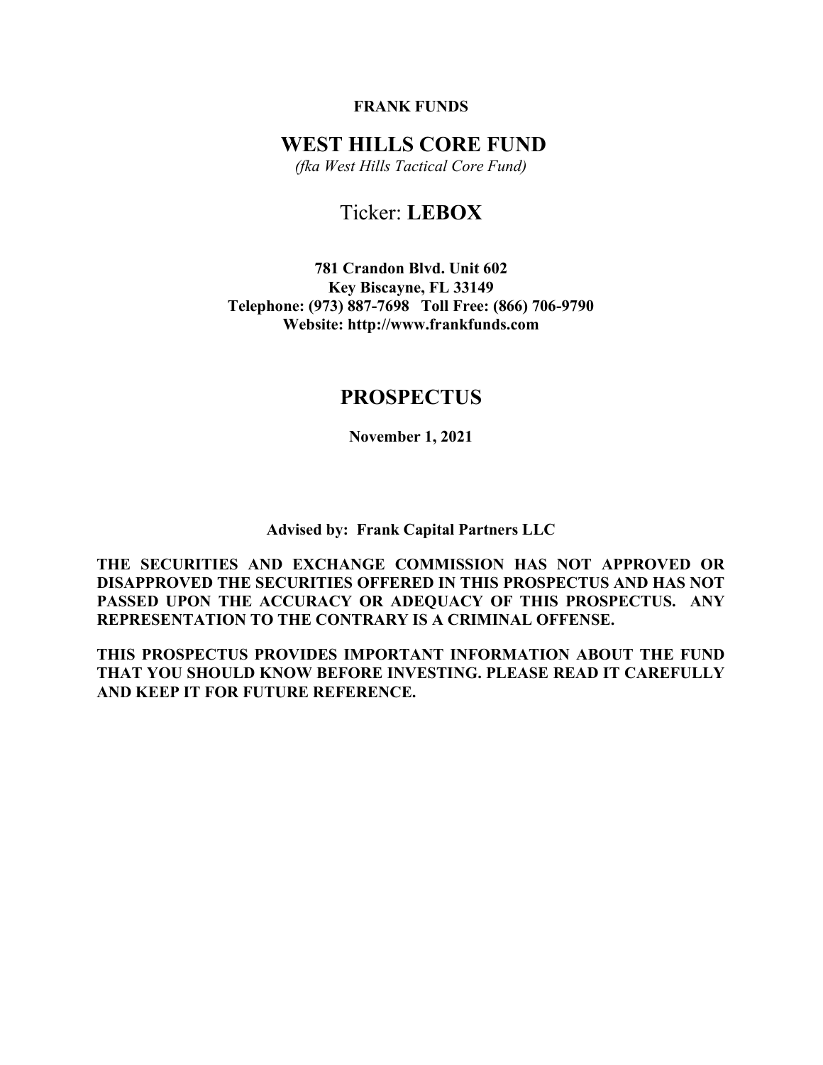**FRANK FUNDS**

# WEST HILLS CORE FUND

*(fka West Hills Tactical Core Fund)*

## Ticker: **LEBOX**

**781 Crandon Blvd. Unit 602**
**Key Biscayne, FL 33149**
**Telephone: (973) 887-7698 Toll Free: (866) 706-9790**
**Website: http://www.frankfunds.com**

## PROSPECTUS

**November 1, 2021**

**Advised by: Frank Capital Partners LLC**

**THE SECURITIES AND EXCHANGE COMMISSION HAS NOT APPROVED OR DISAPPROVED THE SECURITIES OFFERED IN THIS PROSPECTUS AND HAS NOT PASSED UPON THE ACCURACY OR ADEQUACY OF THIS PROSPECTUS. ANY REPRESENTATION TO THE CONTRARY IS A CRIMINAL OFFENSE.**

**THIS PROSPECTUS PROVIDES IMPORTANT INFORMATION ABOUT THE FUND THAT YOU SHOULD KNOW BEFORE INVESTING. PLEASE READ IT CAREFULLY AND KEEP IT FOR FUTURE REFERENCE.**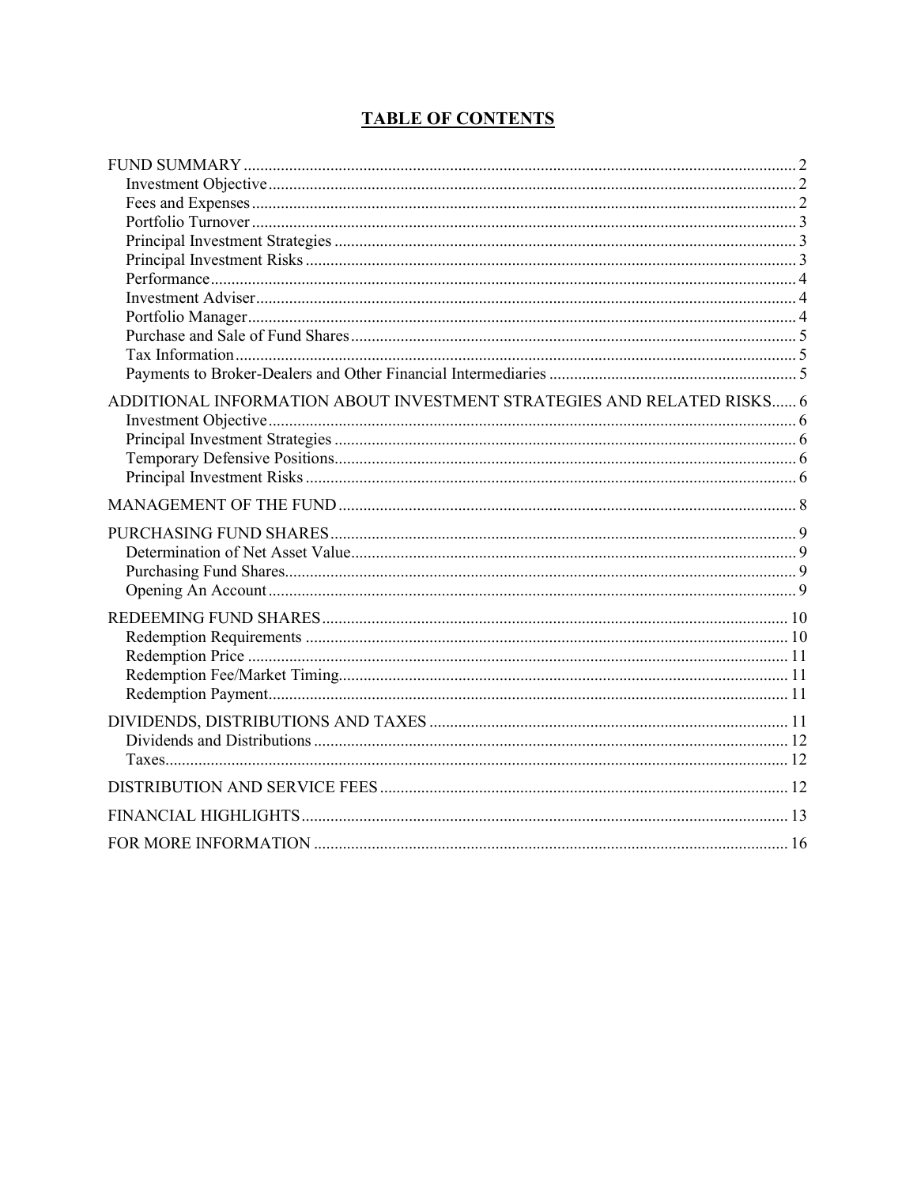# TABLE OF CONTENTS

- FUND SUMMARY ..... 2
  - Investment Objective ..... 2
  - Fees and Expenses ..... 2
  - Portfolio Turnover ..... 3
  - Principal Investment Strategies ..... 3
  - Principal Investment Risks ..... 3
  - Performance ..... 4
  - Investment Adviser ..... 4
  - Portfolio Manager ..... 4
  - Purchase and Sale of Fund Shares ..... 5
  - Tax Information ..... 5
  - Payments to Broker-Dealers and Other Financial Intermediaries ..... 5
- ADDITIONAL INFORMATION ABOUT INVESTMENT STRATEGIES AND RELATED RISKS ..... 6
  - Investment Objective ..... 6
  - Principal Investment Strategies ..... 6
  - Temporary Defensive Positions ..... 6
  - Principal Investment Risks ..... 6
- MANAGEMENT OF THE FUND ..... 8
- PURCHASING FUND SHARES ..... 9
  - Determination of Net Asset Value ..... 9
  - Purchasing Fund Shares ..... 9
  - Opening An Account ..... 9
- REDEEMING FUND SHARES ..... 10
  - Redemption Requirements ..... 10
  - Redemption Price ..... 11
  - Redemption Fee/Market Timing ..... 11
  - Redemption Payment ..... 11
- DIVIDENDS, DISTRIBUTIONS AND TAXES ..... 11
  - Dividends and Distributions ..... 12
  - Taxes ..... 12
- DISTRIBUTION AND SERVICE FEES ..... 12
- FINANCIAL HIGHLIGHTS ..... 13
- FOR MORE INFORMATION ..... 16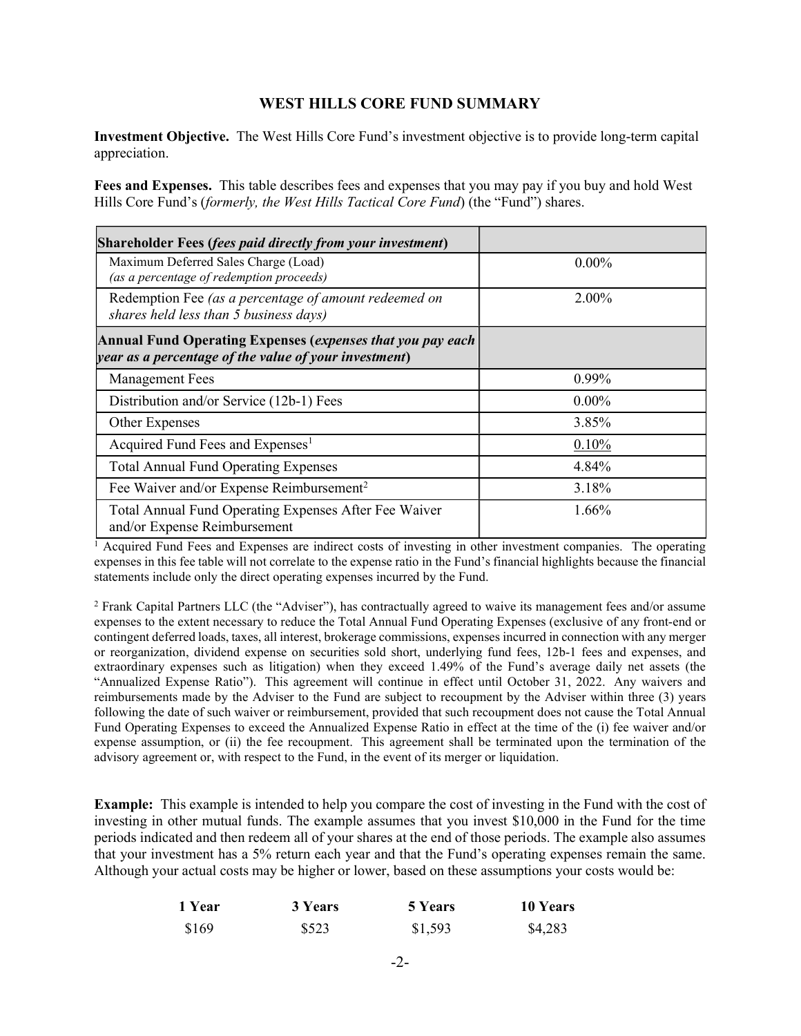# WEST HILLS CORE FUND SUMMARY

**Investment Objective.** The West Hills Core Fund's investment objective is to provide long-term capital appreciation.

**Fees and Expenses.** This table describes fees and expenses that you may pay if you buy and hold West Hills Core Fund's (*formerly, the West Hills Tactical Core Fund*) (the "Fund") shares.

| **Shareholder Fees (*fees paid directly from your investment*)** | |
|---|---|
| Maximum Deferred Sales Charge (Load) *(as a percentage of redemption proceeds)* | 0.00% |
| Redemption Fee *(as a percentage of amount redeemed on shares held less than 5 business days)* | 2.00% |
| **Annual Fund Operating Expenses (*expenses that you pay each year as a percentage of the value of your investment*)** | |
| Management Fees | 0.99% |
| Distribution and/or Service (12b-1) Fees | 0.00% |
| Other Expenses | 3.85% |
| Acquired Fund Fees and Expenses[1] | 0.10% |
| Total Annual Fund Operating Expenses | 4.84% |
| Fee Waiver and/or Expense Reimbursement[2] | 3.18% |
| Total Annual Fund Operating Expenses After Fee Waiver and/or Expense Reimbursement | 1.66% |

[1] Acquired Fund Fees and Expenses are indirect costs of investing in other investment companies. The operating expenses in this fee table will not correlate to the expense ratio in the Fund's financial highlights because the financial statements include only the direct operating expenses incurred by the Fund.

[2] Frank Capital Partners LLC (the "Adviser"), has contractually agreed to waive its management fees and/or assume expenses to the extent necessary to reduce the Total Annual Fund Operating Expenses (exclusive of any front-end or contingent deferred loads, taxes, all interest, brokerage commissions, expenses incurred in connection with any merger or reorganization, dividend expense on securities sold short, underlying fund fees, 12b-1 fees and expenses, and extraordinary expenses such as litigation) when they exceed 1.49% of the Fund's average daily net assets (the "Annualized Expense Ratio"). This agreement will continue in effect until October 31, 2022. Any waivers and reimbursements made by the Adviser to the Fund are subject to recoupment by the Adviser within three (3) years following the date of such waiver or reimbursement, provided that such recoupment does not cause the Total Annual Fund Operating Expenses to exceed the Annualized Expense Ratio in effect at the time of the (i) fee waiver and/or expense assumption, or (ii) the fee recoupment. This agreement shall be terminated upon the termination of the advisory agreement or, with respect to the Fund, in the event of its merger or liquidation.

**Example:** This example is intended to help you compare the cost of investing in the Fund with the cost of investing in other mutual funds. The example assumes that you invest $10,000 in the Fund for the time periods indicated and then redeem all of your shares at the end of those periods. The example also assumes that your investment has a 5% return each year and that the Fund's operating expenses remain the same. Although your actual costs may be higher or lower, based on these assumptions your costs would be:

| 1 Year | 3 Years | 5 Years | 10 Years |
|---|---|---|---|
| $169 | $523 | $1,593 | $4,283 |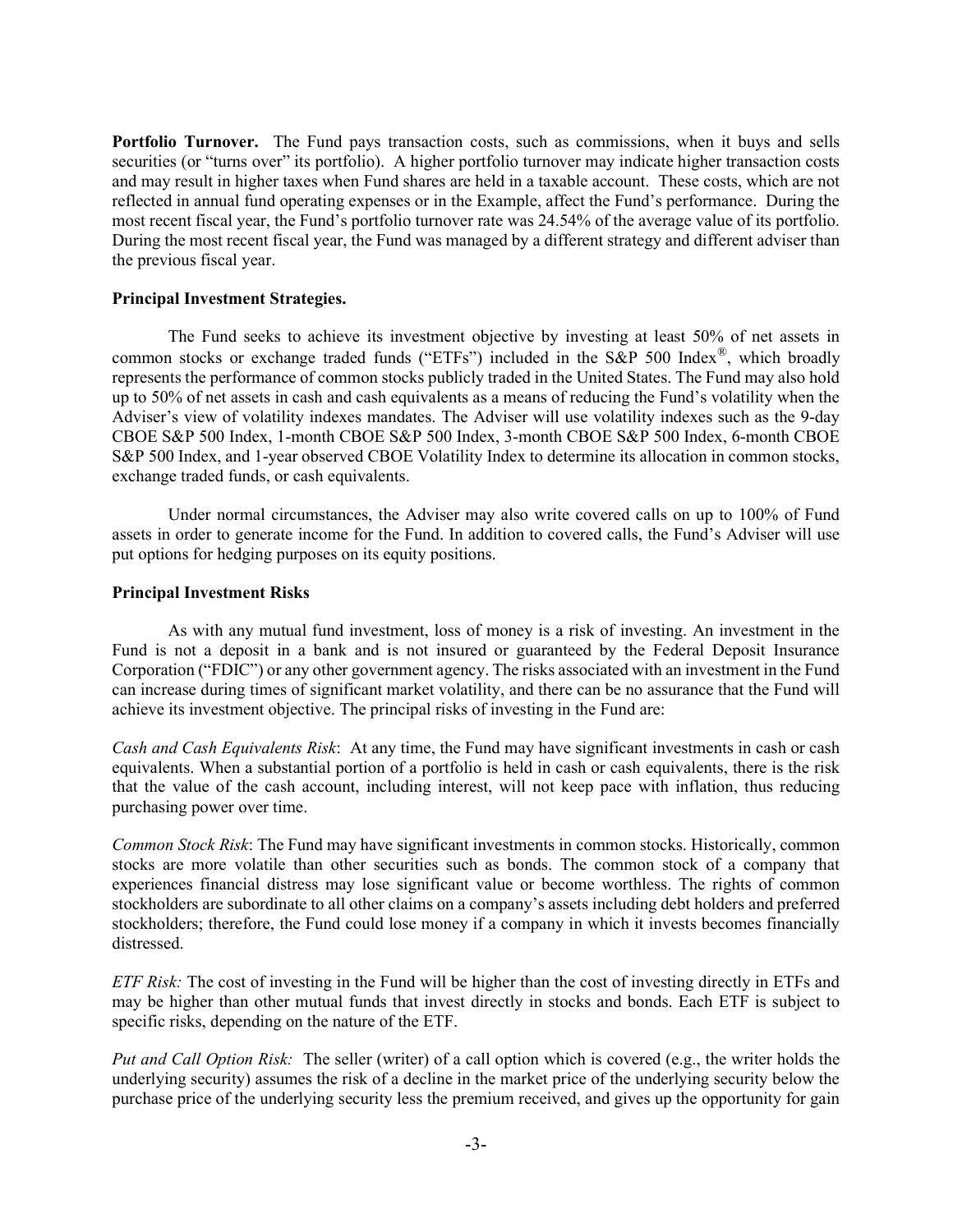**Portfolio Turnover.** The Fund pays transaction costs, such as commissions, when it buys and sells securities (or "turns over" its portfolio). A higher portfolio turnover may indicate higher transaction costs and may result in higher taxes when Fund shares are held in a taxable account. These costs, which are not reflected in annual fund operating expenses or in the Example, affect the Fund's performance. During the most recent fiscal year, the Fund's portfolio turnover rate was 24.54% of the average value of its portfolio. During the most recent fiscal year, the Fund was managed by a different strategy and different adviser than the previous fiscal year.

**Principal Investment Strategies.**

The Fund seeks to achieve its investment objective by investing at least 50% of net assets in common stocks or exchange traded funds ("ETFs") included in the S&P 500 Index®, which broadly represents the performance of common stocks publicly traded in the United States. The Fund may also hold up to 50% of net assets in cash and cash equivalents as a means of reducing the Fund's volatility when the Adviser's view of volatility indexes mandates. The Adviser will use volatility indexes such as the 9-day CBOE S&P 500 Index, 1-month CBOE S&P 500 Index, 3-month CBOE S&P 500 Index, 6-month CBOE S&P 500 Index, and 1-year observed CBOE Volatility Index to determine its allocation in common stocks, exchange traded funds, or cash equivalents.

Under normal circumstances, the Adviser may also write covered calls on up to 100% of Fund assets in order to generate income for the Fund. In addition to covered calls, the Fund's Adviser will use put options for hedging purposes on its equity positions.

**Principal Investment Risks**

As with any mutual fund investment, loss of money is a risk of investing. An investment in the Fund is not a deposit in a bank and is not insured or guaranteed by the Federal Deposit Insurance Corporation ("FDIC") or any other government agency. The risks associated with an investment in the Fund can increase during times of significant market volatility, and there can be no assurance that the Fund will achieve its investment objective. The principal risks of investing in the Fund are:

*Cash and Cash Equivalents Risk*: At any time, the Fund may have significant investments in cash or cash equivalents. When a substantial portion of a portfolio is held in cash or cash equivalents, there is the risk that the value of the cash account, including interest, will not keep pace with inflation, thus reducing purchasing power over time.

*Common Stock Risk*: The Fund may have significant investments in common stocks. Historically, common stocks are more volatile than other securities such as bonds. The common stock of a company that experiences financial distress may lose significant value or become worthless. The rights of common stockholders are subordinate to all other claims on a company's assets including debt holders and preferred stockholders; therefore, the Fund could lose money if a company in which it invests becomes financially distressed.

*ETF Risk:* The cost of investing in the Fund will be higher than the cost of investing directly in ETFs and may be higher than other mutual funds that invest directly in stocks and bonds. Each ETF is subject to specific risks, depending on the nature of the ETF.

*Put and Call Option Risk:* The seller (writer) of a call option which is covered (e.g., the writer holds the underlying security) assumes the risk of a decline in the market price of the underlying security below the purchase price of the underlying security less the premium received, and gives up the opportunity for gain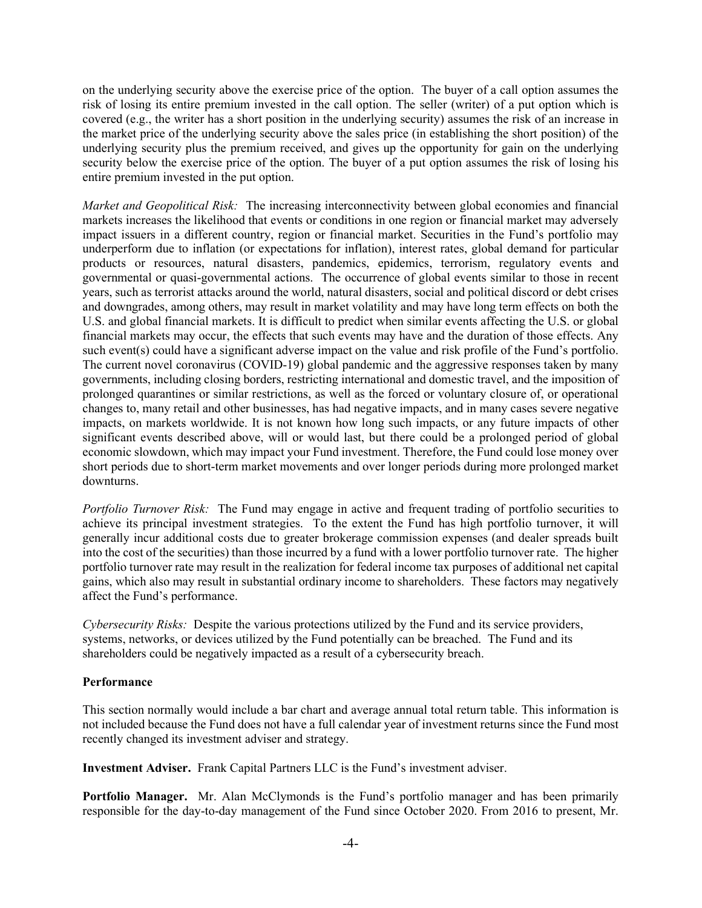on the underlying security above the exercise price of the option. The buyer of a call option assumes the risk of losing its entire premium invested in the call option. The seller (writer) of a put option which is covered (e.g., the writer has a short position in the underlying security) assumes the risk of an increase in the market price of the underlying security above the sales price (in establishing the short position) of the underlying security plus the premium received, and gives up the opportunity for gain on the underlying security below the exercise price of the option. The buyer of a put option assumes the risk of losing his entire premium invested in the put option.

*Market and Geopolitical Risk:* The increasing interconnectivity between global economies and financial markets increases the likelihood that events or conditions in one region or financial market may adversely impact issuers in a different country, region or financial market. Securities in the Fund's portfolio may underperform due to inflation (or expectations for inflation), interest rates, global demand for particular products or resources, natural disasters, pandemics, epidemics, terrorism, regulatory events and governmental or quasi-governmental actions. The occurrence of global events similar to those in recent years, such as terrorist attacks around the world, natural disasters, social and political discord or debt crises and downgrades, among others, may result in market volatility and may have long term effects on both the U.S. and global financial markets. It is difficult to predict when similar events affecting the U.S. or global financial markets may occur, the effects that such events may have and the duration of those effects. Any such event(s) could have a significant adverse impact on the value and risk profile of the Fund's portfolio. The current novel coronavirus (COVID-19) global pandemic and the aggressive responses taken by many governments, including closing borders, restricting international and domestic travel, and the imposition of prolonged quarantines or similar restrictions, as well as the forced or voluntary closure of, or operational changes to, many retail and other businesses, has had negative impacts, and in many cases severe negative impacts, on markets worldwide. It is not known how long such impacts, or any future impacts of other significant events described above, will or would last, but there could be a prolonged period of global economic slowdown, which may impact your Fund investment. Therefore, the Fund could lose money over short periods due to short-term market movements and over longer periods during more prolonged market downturns.

*Portfolio Turnover Risk:* The Fund may engage in active and frequent trading of portfolio securities to achieve its principal investment strategies. To the extent the Fund has high portfolio turnover, it will generally incur additional costs due to greater brokerage commission expenses (and dealer spreads built into the cost of the securities) than those incurred by a fund with a lower portfolio turnover rate. The higher portfolio turnover rate may result in the realization for federal income tax purposes of additional net capital gains, which also may result in substantial ordinary income to shareholders. These factors may negatively affect the Fund's performance.

*Cybersecurity Risks:* Despite the various protections utilized by the Fund and its service providers, systems, networks, or devices utilized by the Fund potentially can be breached. The Fund and its shareholders could be negatively impacted as a result of a cybersecurity breach.

**Performance**

This section normally would include a bar chart and average annual total return table. This information is not included because the Fund does not have a full calendar year of investment returns since the Fund most recently changed its investment adviser and strategy.

**Investment Adviser.** Frank Capital Partners LLC is the Fund's investment adviser.

**Portfolio Manager.** Mr. Alan McClymonds is the Fund's portfolio manager and has been primarily responsible for the day-to-day management of the Fund since October 2020. From 2016 to present, Mr.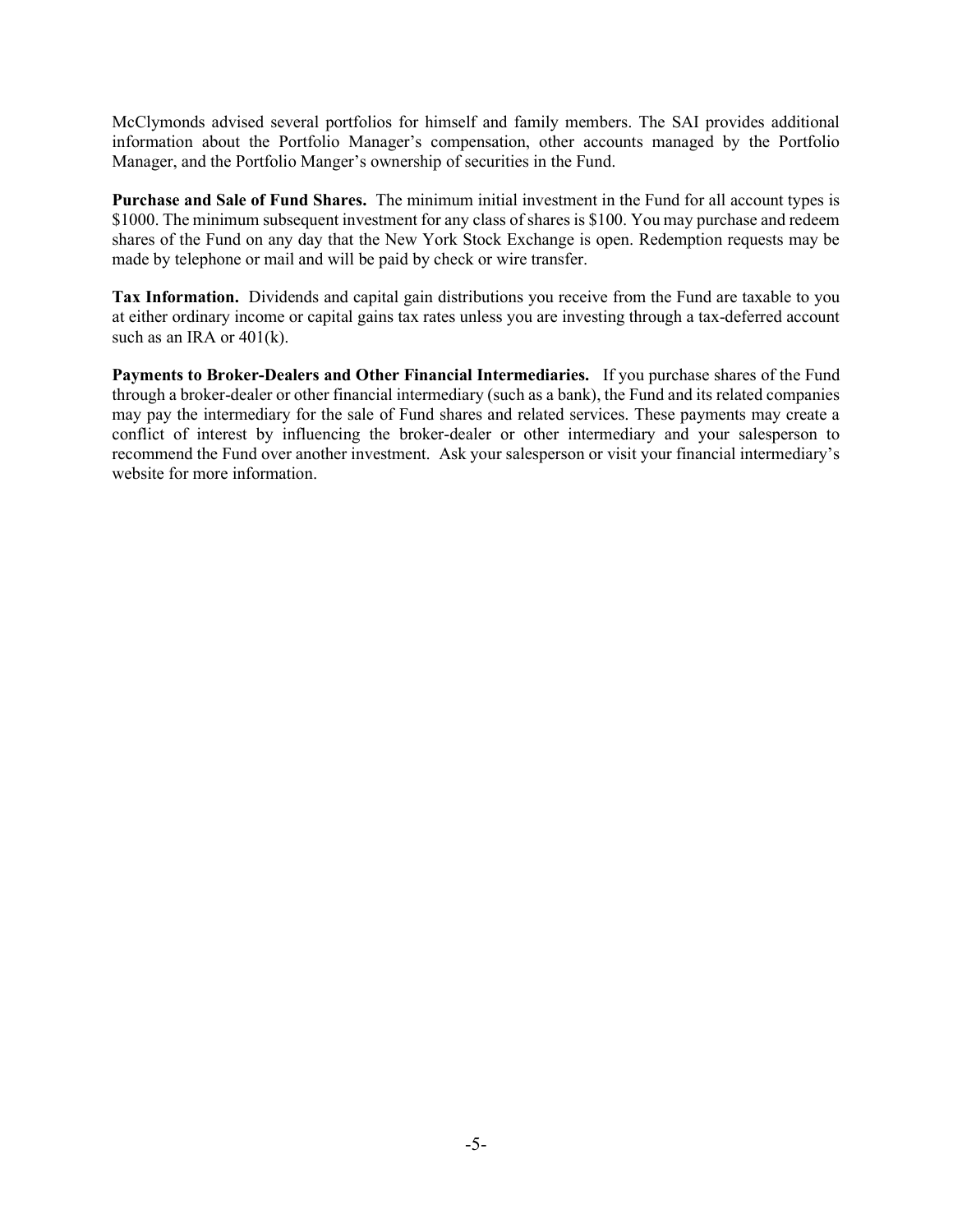McClymonds advised several portfolios for himself and family members. The SAI provides additional information about the Portfolio Manager's compensation, other accounts managed by the Portfolio Manager, and the Portfolio Manger's ownership of securities in the Fund.

**Purchase and Sale of Fund Shares.** The minimum initial investment in the Fund for all account types is $1000. The minimum subsequent investment for any class of shares is $100. You may purchase and redeem shares of the Fund on any day that the New York Stock Exchange is open. Redemption requests may be made by telephone or mail and will be paid by check or wire transfer.

**Tax Information.** Dividends and capital gain distributions you receive from the Fund are taxable to you at either ordinary income or capital gains tax rates unless you are investing through a tax-deferred account such as an IRA or 401(k).

**Payments to Broker-Dealers and Other Financial Intermediaries.** If you purchase shares of the Fund through a broker-dealer or other financial intermediary (such as a bank), the Fund and its related companies may pay the intermediary for the sale of Fund shares and related services. These payments may create a conflict of interest by influencing the broker-dealer or other intermediary and your salesperson to recommend the Fund over another investment. Ask your salesperson or visit your financial intermediary's website for more information.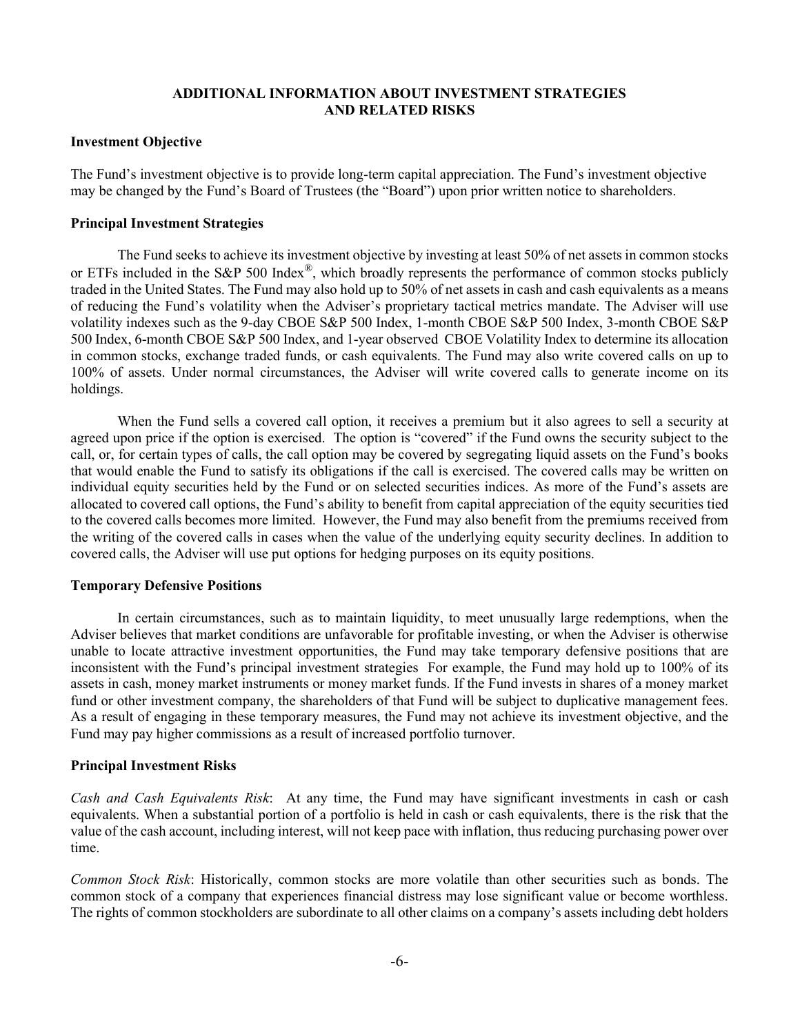## ADDITIONAL INFORMATION ABOUT INVESTMENT STRATEGIES AND RELATED RISKS

### Investment Objective

The Fund's investment objective is to provide long-term capital appreciation. The Fund's investment objective may be changed by the Fund's Board of Trustees (the "Board") upon prior written notice to shareholders.

### Principal Investment Strategies

The Fund seeks to achieve its investment objective by investing at least 50% of net assets in common stocks or ETFs included in the S&P 500 Index®, which broadly represents the performance of common stocks publicly traded in the United States. The Fund may also hold up to 50% of net assets in cash and cash equivalents as a means of reducing the Fund's volatility when the Adviser's proprietary tactical metrics mandate. The Adviser will use volatility indexes such as the 9-day CBOE S&P 500 Index, 1-month CBOE S&P 500 Index, 3-month CBOE S&P 500 Index, 6-month CBOE S&P 500 Index, and 1-year observed CBOE Volatility Index to determine its allocation in common stocks, exchange traded funds, or cash equivalents. The Fund may also write covered calls on up to 100% of assets. Under normal circumstances, the Adviser will write covered calls to generate income on its holdings.

When the Fund sells a covered call option, it receives a premium but it also agrees to sell a security at agreed upon price if the option is exercised. The option is "covered" if the Fund owns the security subject to the call, or, for certain types of calls, the call option may be covered by segregating liquid assets on the Fund's books that would enable the Fund to satisfy its obligations if the call is exercised. The covered calls may be written on individual equity securities held by the Fund or on selected securities indices. As more of the Fund's assets are allocated to covered call options, the Fund's ability to benefit from capital appreciation of the equity securities tied to the covered calls becomes more limited. However, the Fund may also benefit from the premiums received from the writing of the covered calls in cases when the value of the underlying equity security declines. In addition to covered calls, the Adviser will use put options for hedging purposes on its equity positions.

### Temporary Defensive Positions

In certain circumstances, such as to maintain liquidity, to meet unusually large redemptions, when the Adviser believes that market conditions are unfavorable for profitable investing, or when the Adviser is otherwise unable to locate attractive investment opportunities, the Fund may take temporary defensive positions that are inconsistent with the Fund's principal investment strategies For example, the Fund may hold up to 100% of its assets in cash, money market instruments or money market funds. If the Fund invests in shares of a money market fund or other investment company, the shareholders of that Fund will be subject to duplicative management fees. As a result of engaging in these temporary measures, the Fund may not achieve its investment objective, and the Fund may pay higher commissions as a result of increased portfolio turnover.

### Principal Investment Risks

*Cash and Cash Equivalents Risk*: At any time, the Fund may have significant investments in cash or cash equivalents. When a substantial portion of a portfolio is held in cash or cash equivalents, there is the risk that the value of the cash account, including interest, will not keep pace with inflation, thus reducing purchasing power over time.

*Common Stock Risk*: Historically, common stocks are more volatile than other securities such as bonds. The common stock of a company that experiences financial distress may lose significant value or become worthless. The rights of common stockholders are subordinate to all other claims on a company's assets including debt holders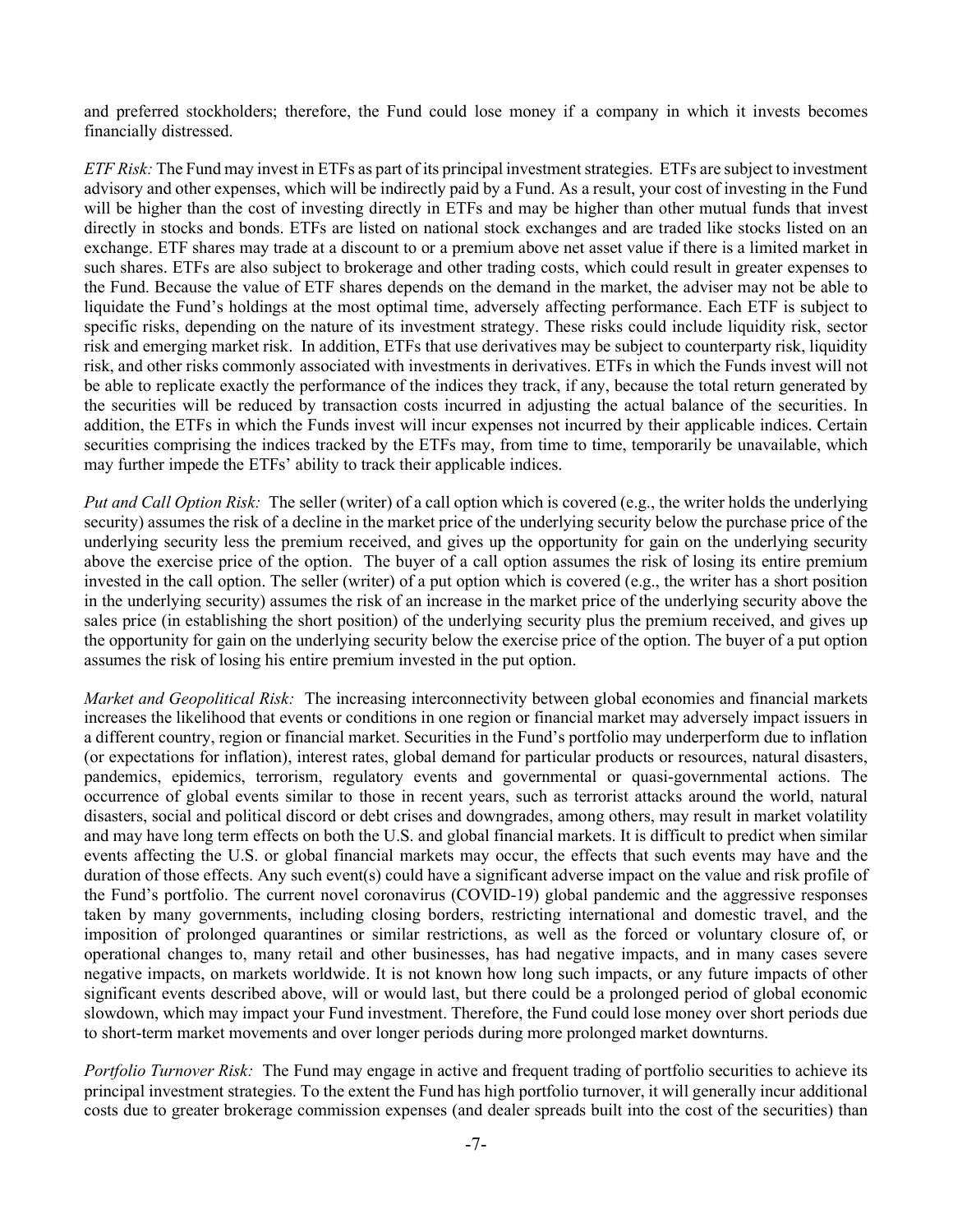and preferred stockholders; therefore, the Fund could lose money if a company in which it invests becomes financially distressed.

*ETF Risk:* The Fund may invest in ETFs as part of its principal investment strategies. ETFs are subject to investment advisory and other expenses, which will be indirectly paid by a Fund. As a result, your cost of investing in the Fund will be higher than the cost of investing directly in ETFs and may be higher than other mutual funds that invest directly in stocks and bonds. ETFs are listed on national stock exchanges and are traded like stocks listed on an exchange. ETF shares may trade at a discount to or a premium above net asset value if there is a limited market in such shares. ETFs are also subject to brokerage and other trading costs, which could result in greater expenses to the Fund. Because the value of ETF shares depends on the demand in the market, the adviser may not be able to liquidate the Fund's holdings at the most optimal time, adversely affecting performance. Each ETF is subject to specific risks, depending on the nature of its investment strategy. These risks could include liquidity risk, sector risk and emerging market risk. In addition, ETFs that use derivatives may be subject to counterparty risk, liquidity risk, and other risks commonly associated with investments in derivatives. ETFs in which the Funds invest will not be able to replicate exactly the performance of the indices they track, if any, because the total return generated by the securities will be reduced by transaction costs incurred in adjusting the actual balance of the securities. In addition, the ETFs in which the Funds invest will incur expenses not incurred by their applicable indices. Certain securities comprising the indices tracked by the ETFs may, from time to time, temporarily be unavailable, which may further impede the ETFs' ability to track their applicable indices.

*Put and Call Option Risk:* The seller (writer) of a call option which is covered (e.g., the writer holds the underlying security) assumes the risk of a decline in the market price of the underlying security below the purchase price of the underlying security less the premium received, and gives up the opportunity for gain on the underlying security above the exercise price of the option. The buyer of a call option assumes the risk of losing its entire premium invested in the call option. The seller (writer) of a put option which is covered (e.g., the writer has a short position in the underlying security) assumes the risk of an increase in the market price of the underlying security above the sales price (in establishing the short position) of the underlying security plus the premium received, and gives up the opportunity for gain on the underlying security below the exercise price of the option. The buyer of a put option assumes the risk of losing his entire premium invested in the put option.

*Market and Geopolitical Risk:* The increasing interconnectivity between global economies and financial markets increases the likelihood that events or conditions in one region or financial market may adversely impact issuers in a different country, region or financial market. Securities in the Fund's portfolio may underperform due to inflation (or expectations for inflation), interest rates, global demand for particular products or resources, natural disasters, pandemics, epidemics, terrorism, regulatory events and governmental or quasi-governmental actions. The occurrence of global events similar to those in recent years, such as terrorist attacks around the world, natural disasters, social and political discord or debt crises and downgrades, among others, may result in market volatility and may have long term effects on both the U.S. and global financial markets. It is difficult to predict when similar events affecting the U.S. or global financial markets may occur, the effects that such events may have and the duration of those effects. Any such event(s) could have a significant adverse impact on the value and risk profile of the Fund's portfolio. The current novel coronavirus (COVID-19) global pandemic and the aggressive responses taken by many governments, including closing borders, restricting international and domestic travel, and the imposition of prolonged quarantines or similar restrictions, as well as the forced or voluntary closure of, or operational changes to, many retail and other businesses, has had negative impacts, and in many cases severe negative impacts, on markets worldwide. It is not known how long such impacts, or any future impacts of other significant events described above, will or would last, but there could be a prolonged period of global economic slowdown, which may impact your Fund investment. Therefore, the Fund could lose money over short periods due to short-term market movements and over longer periods during more prolonged market downturns.

*Portfolio Turnover Risk:* The Fund may engage in active and frequent trading of portfolio securities to achieve its principal investment strategies. To the extent the Fund has high portfolio turnover, it will generally incur additional costs due to greater brokerage commission expenses (and dealer spreads built into the cost of the securities) than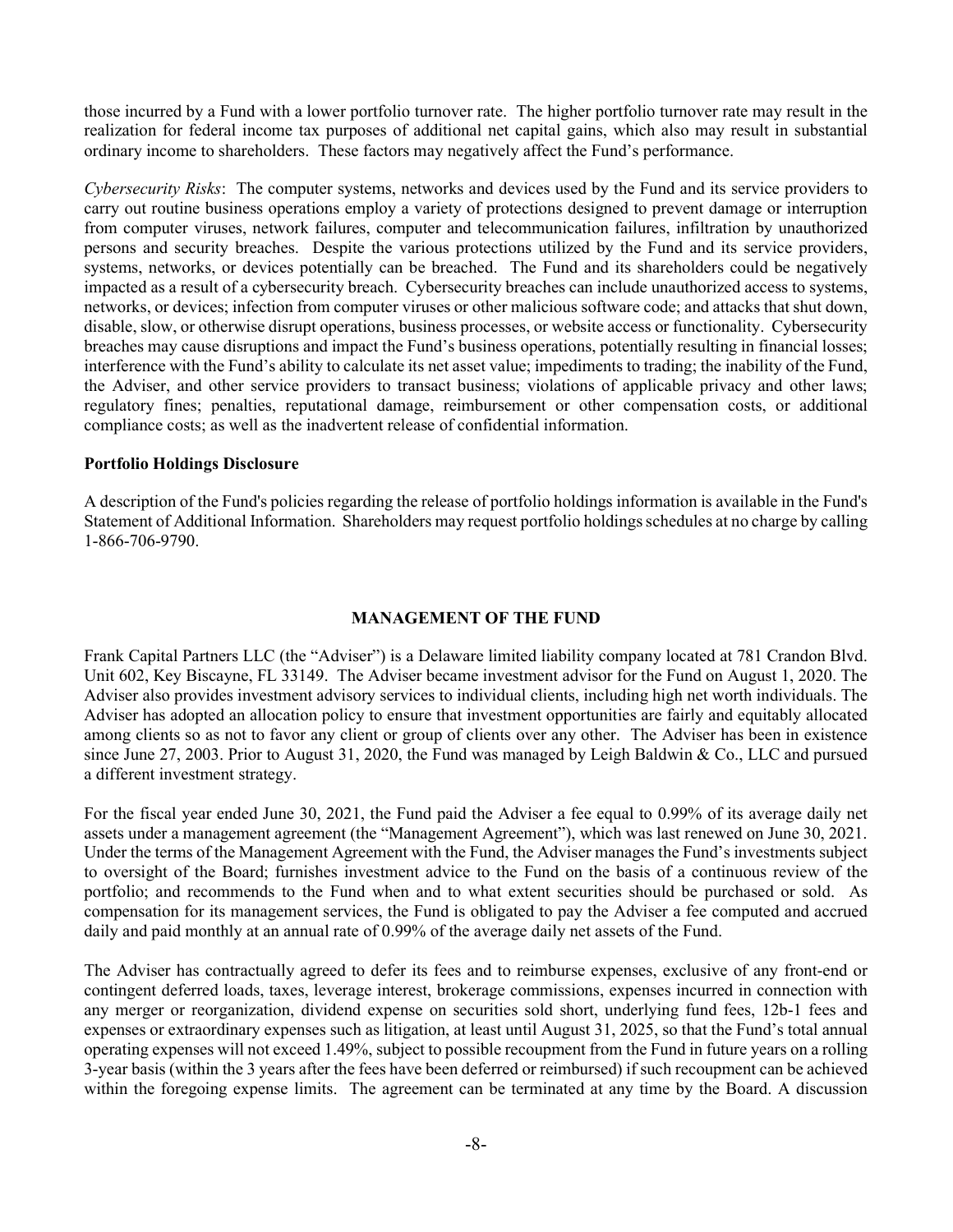those incurred by a Fund with a lower portfolio turnover rate. The higher portfolio turnover rate may result in the realization for federal income tax purposes of additional net capital gains, which also may result in substantial ordinary income to shareholders. These factors may negatively affect the Fund's performance.

*Cybersecurity Risks*: The computer systems, networks and devices used by the Fund and its service providers to carry out routine business operations employ a variety of protections designed to prevent damage or interruption from computer viruses, network failures, computer and telecommunication failures, infiltration by unauthorized persons and security breaches. Despite the various protections utilized by the Fund and its service providers, systems, networks, or devices potentially can be breached. The Fund and its shareholders could be negatively impacted as a result of a cybersecurity breach. Cybersecurity breaches can include unauthorized access to systems, networks, or devices; infection from computer viruses or other malicious software code; and attacks that shut down, disable, slow, or otherwise disrupt operations, business processes, or website access or functionality. Cybersecurity breaches may cause disruptions and impact the Fund's business operations, potentially resulting in financial losses; interference with the Fund's ability to calculate its net asset value; impediments to trading; the inability of the Fund, the Adviser, and other service providers to transact business; violations of applicable privacy and other laws; regulatory fines; penalties, reputational damage, reimbursement or other compensation costs, or additional compliance costs; as well as the inadvertent release of confidential information.

**Portfolio Holdings Disclosure**

A description of the Fund's policies regarding the release of portfolio holdings information is available in the Fund's Statement of Additional Information. Shareholders may request portfolio holdings schedules at no charge by calling 1-866-706-9790.

## MANAGEMENT OF THE FUND

Frank Capital Partners LLC (the "Adviser") is a Delaware limited liability company located at 781 Crandon Blvd. Unit 602, Key Biscayne, FL 33149. The Adviser became investment advisor for the Fund on August 1, 2020. The Adviser also provides investment advisory services to individual clients, including high net worth individuals. The Adviser has adopted an allocation policy to ensure that investment opportunities are fairly and equitably allocated among clients so as not to favor any client or group of clients over any other. The Adviser has been in existence since June 27, 2003. Prior to August 31, 2020, the Fund was managed by Leigh Baldwin & Co., LLC and pursued a different investment strategy.

For the fiscal year ended June 30, 2021, the Fund paid the Adviser a fee equal to 0.99% of its average daily net assets under a management agreement (the "Management Agreement"), which was last renewed on June 30, 2021. Under the terms of the Management Agreement with the Fund, the Adviser manages the Fund's investments subject to oversight of the Board; furnishes investment advice to the Fund on the basis of a continuous review of the portfolio; and recommends to the Fund when and to what extent securities should be purchased or sold. As compensation for its management services, the Fund is obligated to pay the Adviser a fee computed and accrued daily and paid monthly at an annual rate of 0.99% of the average daily net assets of the Fund.

The Adviser has contractually agreed to defer its fees and to reimburse expenses, exclusive of any front-end or contingent deferred loads, taxes, leverage interest, brokerage commissions, expenses incurred in connection with any merger or reorganization, dividend expense on securities sold short, underlying fund fees, 12b-1 fees and expenses or extraordinary expenses such as litigation, at least until August 31, 2025, so that the Fund's total annual operating expenses will not exceed 1.49%, subject to possible recoupment from the Fund in future years on a rolling 3-year basis (within the 3 years after the fees have been deferred or reimbursed) if such recoupment can be achieved within the foregoing expense limits. The agreement can be terminated at any time by the Board. A discussion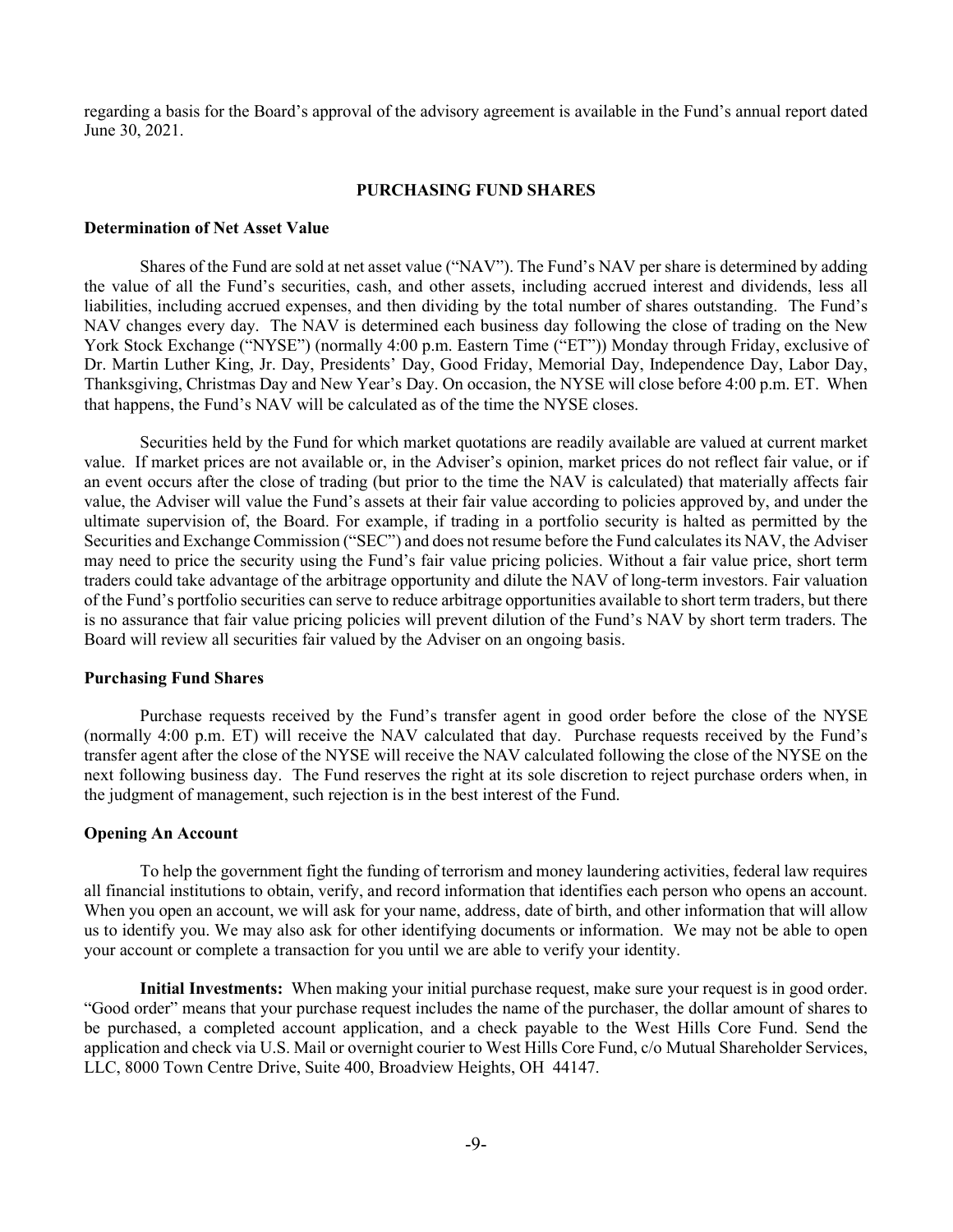regarding a basis for the Board's approval of the advisory agreement is available in the Fund's annual report dated June 30, 2021.

## PURCHASING FUND SHARES

### Determination of Net Asset Value

Shares of the Fund are sold at net asset value ("NAV"). The Fund's NAV per share is determined by adding the value of all the Fund's securities, cash, and other assets, including accrued interest and dividends, less all liabilities, including accrued expenses, and then dividing by the total number of shares outstanding. The Fund's NAV changes every day. The NAV is determined each business day following the close of trading on the New York Stock Exchange ("NYSE") (normally 4:00 p.m. Eastern Time ("ET")) Monday through Friday, exclusive of Dr. Martin Luther King, Jr. Day, Presidents' Day, Good Friday, Memorial Day, Independence Day, Labor Day, Thanksgiving, Christmas Day and New Year's Day. On occasion, the NYSE will close before 4:00 p.m. ET. When that happens, the Fund's NAV will be calculated as of the time the NYSE closes.

Securities held by the Fund for which market quotations are readily available are valued at current market value. If market prices are not available or, in the Adviser's opinion, market prices do not reflect fair value, or if an event occurs after the close of trading (but prior to the time the NAV is calculated) that materially affects fair value, the Adviser will value the Fund's assets at their fair value according to policies approved by, and under the ultimate supervision of, the Board. For example, if trading in a portfolio security is halted as permitted by the Securities and Exchange Commission ("SEC") and does not resume before the Fund calculates its NAV, the Adviser may need to price the security using the Fund's fair value pricing policies. Without a fair value price, short term traders could take advantage of the arbitrage opportunity and dilute the NAV of long-term investors. Fair valuation of the Fund's portfolio securities can serve to reduce arbitrage opportunities available to short term traders, but there is no assurance that fair value pricing policies will prevent dilution of the Fund's NAV by short term traders. The Board will review all securities fair valued by the Adviser on an ongoing basis.

### Purchasing Fund Shares

Purchase requests received by the Fund's transfer agent in good order before the close of the NYSE (normally 4:00 p.m. ET) will receive the NAV calculated that day. Purchase requests received by the Fund's transfer agent after the close of the NYSE will receive the NAV calculated following the close of the NYSE on the next following business day. The Fund reserves the right at its sole discretion to reject purchase orders when, in the judgment of management, such rejection is in the best interest of the Fund.

### Opening An Account

To help the government fight the funding of terrorism and money laundering activities, federal law requires all financial institutions to obtain, verify, and record information that identifies each person who opens an account. When you open an account, we will ask for your name, address, date of birth, and other information that will allow us to identify you. We may also ask for other identifying documents or information. We may not be able to open your account or complete a transaction for you until we are able to verify your identity.

**Initial Investments:** When making your initial purchase request, make sure your request is in good order. "Good order" means that your purchase request includes the name of the purchaser, the dollar amount of shares to be purchased, a completed account application, and a check payable to the West Hills Core Fund. Send the application and check via U.S. Mail or overnight courier to West Hills Core Fund, c/o Mutual Shareholder Services, LLC, 8000 Town Centre Drive, Suite 400, Broadview Heights, OH 44147.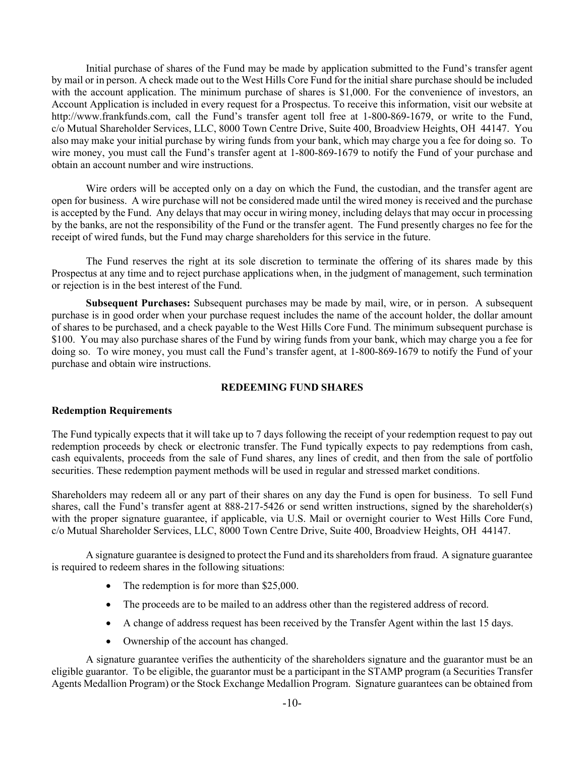Initial purchase of shares of the Fund may be made by application submitted to the Fund's transfer agent by mail or in person. A check made out to the West Hills Core Fund for the initial share purchase should be included with the account application. The minimum purchase of shares is $1,000. For the convenience of investors, an Account Application is included in every request for a Prospectus. To receive this information, visit our website at http://www.frankfunds.com, call the Fund's transfer agent toll free at 1-800-869-1679, or write to the Fund, c/o Mutual Shareholder Services, LLC, 8000 Town Centre Drive, Suite 400, Broadview Heights, OH 44147. You also may make your initial purchase by wiring funds from your bank, which may charge you a fee for doing so. To wire money, you must call the Fund's transfer agent at 1-800-869-1679 to notify the Fund of your purchase and obtain an account number and wire instructions.

Wire orders will be accepted only on a day on which the Fund, the custodian, and the transfer agent are open for business. A wire purchase will not be considered made until the wired money is received and the purchase is accepted by the Fund. Any delays that may occur in wiring money, including delays that may occur in processing by the banks, are not the responsibility of the Fund or the transfer agent. The Fund presently charges no fee for the receipt of wired funds, but the Fund may charge shareholders for this service in the future.

The Fund reserves the right at its sole discretion to terminate the offering of its shares made by this Prospectus at any time and to reject purchase applications when, in the judgment of management, such termination or rejection is in the best interest of the Fund.

**Subsequent Purchases:** Subsequent purchases may be made by mail, wire, or in person. A subsequent purchase is in good order when your purchase request includes the name of the account holder, the dollar amount of shares to be purchased, and a check payable to the West Hills Core Fund. The minimum subsequent purchase is $100. You may also purchase shares of the Fund by wiring funds from your bank, which may charge you a fee for doing so. To wire money, you must call the Fund's transfer agent, at 1-800-869-1679 to notify the Fund of your purchase and obtain wire instructions.

## REDEEMING FUND SHARES

### Redemption Requirements

The Fund typically expects that it will take up to 7 days following the receipt of your redemption request to pay out redemption proceeds by check or electronic transfer. The Fund typically expects to pay redemptions from cash, cash equivalents, proceeds from the sale of Fund shares, any lines of credit, and then from the sale of portfolio securities. These redemption payment methods will be used in regular and stressed market conditions.

Shareholders may redeem all or any part of their shares on any day the Fund is open for business. To sell Fund shares, call the Fund's transfer agent at 888-217-5426 or send written instructions, signed by the shareholder(s) with the proper signature guarantee, if applicable, via U.S. Mail or overnight courier to West Hills Core Fund, c/o Mutual Shareholder Services, LLC, 8000 Town Centre Drive, Suite 400, Broadview Heights, OH 44147.

A signature guarantee is designed to protect the Fund and its shareholders from fraud. A signature guarantee is required to redeem shares in the following situations:

- The redemption is for more than $25,000.
- The proceeds are to be mailed to an address other than the registered address of record.
- A change of address request has been received by the Transfer Agent within the last 15 days.
- Ownership of the account has changed.

A signature guarantee verifies the authenticity of the shareholders signature and the guarantor must be an eligible guarantor. To be eligible, the guarantor must be a participant in the STAMP program (a Securities Transfer Agents Medallion Program) or the Stock Exchange Medallion Program. Signature guarantees can be obtained from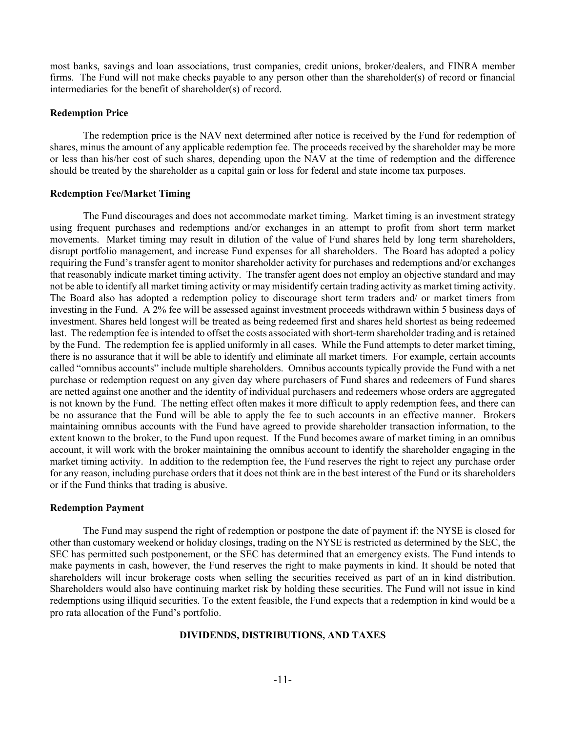most banks, savings and loan associations, trust companies, credit unions, broker/dealers, and FINRA member firms. The Fund will not make checks payable to any person other than the shareholder(s) of record or financial intermediaries for the benefit of shareholder(s) of record.

**Redemption Price**

The redemption price is the NAV next determined after notice is received by the Fund for redemption of shares, minus the amount of any applicable redemption fee. The proceeds received by the shareholder may be more or less than his/her cost of such shares, depending upon the NAV at the time of redemption and the difference should be treated by the shareholder as a capital gain or loss for federal and state income tax purposes.

**Redemption Fee/Market Timing**

The Fund discourages and does not accommodate market timing. Market timing is an investment strategy using frequent purchases and redemptions and/or exchanges in an attempt to profit from short term market movements. Market timing may result in dilution of the value of Fund shares held by long term shareholders, disrupt portfolio management, and increase Fund expenses for all shareholders. The Board has adopted a policy requiring the Fund's transfer agent to monitor shareholder activity for purchases and redemptions and/or exchanges that reasonably indicate market timing activity. The transfer agent does not employ an objective standard and may not be able to identify all market timing activity or may misidentify certain trading activity as market timing activity. The Board also has adopted a redemption policy to discourage short term traders and/ or market timers from investing in the Fund. A 2% fee will be assessed against investment proceeds withdrawn within 5 business days of investment. Shares held longest will be treated as being redeemed first and shares held shortest as being redeemed last. The redemption fee is intended to offset the costs associated with short-term shareholder trading and is retained by the Fund. The redemption fee is applied uniformly in all cases. While the Fund attempts to deter market timing, there is no assurance that it will be able to identify and eliminate all market timers. For example, certain accounts called "omnibus accounts" include multiple shareholders. Omnibus accounts typically provide the Fund with a net purchase or redemption request on any given day where purchasers of Fund shares and redeemers of Fund shares are netted against one another and the identity of individual purchasers and redeemers whose orders are aggregated is not known by the Fund. The netting effect often makes it more difficult to apply redemption fees, and there can be no assurance that the Fund will be able to apply the fee to such accounts in an effective manner. Brokers maintaining omnibus accounts with the Fund have agreed to provide shareholder transaction information, to the extent known to the broker, to the Fund upon request. If the Fund becomes aware of market timing in an omnibus account, it will work with the broker maintaining the omnibus account to identify the shareholder engaging in the market timing activity. In addition to the redemption fee, the Fund reserves the right to reject any purchase order for any reason, including purchase orders that it does not think are in the best interest of the Fund or its shareholders or if the Fund thinks that trading is abusive.

**Redemption Payment**

The Fund may suspend the right of redemption or postpone the date of payment if: the NYSE is closed for other than customary weekend or holiday closings, trading on the NYSE is restricted as determined by the SEC, the SEC has permitted such postponement, or the SEC has determined that an emergency exists. The Fund intends to make payments in cash, however, the Fund reserves the right to make payments in kind. It should be noted that shareholders will incur brokerage costs when selling the securities received as part of an in kind distribution. Shareholders would also have continuing market risk by holding these securities. The Fund will not issue in kind redemptions using illiquid securities. To the extent feasible, the Fund expects that a redemption in kind would be a pro rata allocation of the Fund's portfolio.

## DIVIDENDS, DISTRIBUTIONS, AND TAXES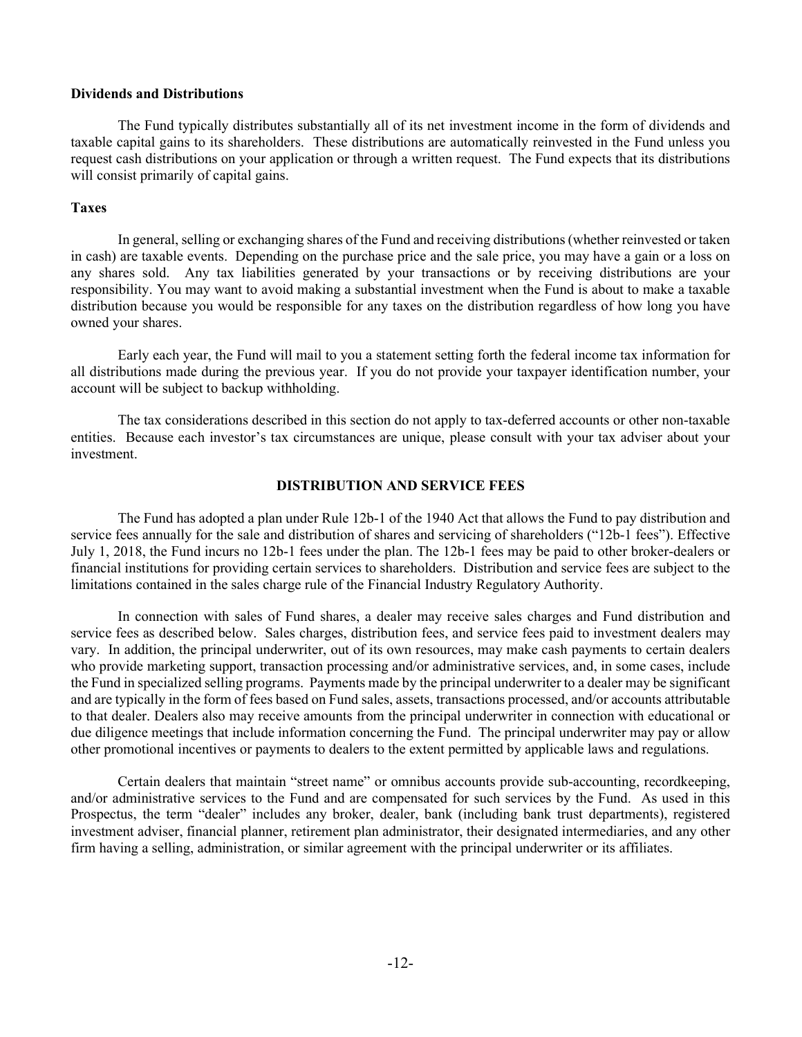**Dividends and Distributions**

The Fund typically distributes substantially all of its net investment income in the form of dividends and taxable capital gains to its shareholders. These distributions are automatically reinvested in the Fund unless you request cash distributions on your application or through a written request. The Fund expects that its distributions will consist primarily of capital gains.

**Taxes**

In general, selling or exchanging shares of the Fund and receiving distributions (whether reinvested or taken in cash) are taxable events. Depending on the purchase price and the sale price, you may have a gain or a loss on any shares sold. Any tax liabilities generated by your transactions or by receiving distributions are your responsibility. You may want to avoid making a substantial investment when the Fund is about to make a taxable distribution because you would be responsible for any taxes on the distribution regardless of how long you have owned your shares.

Early each year, the Fund will mail to you a statement setting forth the federal income tax information for all distributions made during the previous year. If you do not provide your taxpayer identification number, your account will be subject to backup withholding.

The tax considerations described in this section do not apply to tax-deferred accounts or other non-taxable entities. Because each investor's tax circumstances are unique, please consult with your tax adviser about your investment.

## DISTRIBUTION AND SERVICE FEES

The Fund has adopted a plan under Rule 12b-1 of the 1940 Act that allows the Fund to pay distribution and service fees annually for the sale and distribution of shares and servicing of shareholders ("12b-1 fees"). Effective July 1, 2018, the Fund incurs no 12b-1 fees under the plan. The 12b-1 fees may be paid to other broker-dealers or financial institutions for providing certain services to shareholders. Distribution and service fees are subject to the limitations contained in the sales charge rule of the Financial Industry Regulatory Authority.

In connection with sales of Fund shares, a dealer may receive sales charges and Fund distribution and service fees as described below. Sales charges, distribution fees, and service fees paid to investment dealers may vary. In addition, the principal underwriter, out of its own resources, may make cash payments to certain dealers who provide marketing support, transaction processing and/or administrative services, and, in some cases, include the Fund in specialized selling programs. Payments made by the principal underwriter to a dealer may be significant and are typically in the form of fees based on Fund sales, assets, transactions processed, and/or accounts attributable to that dealer. Dealers also may receive amounts from the principal underwriter in connection with educational or due diligence meetings that include information concerning the Fund. The principal underwriter may pay or allow other promotional incentives or payments to dealers to the extent permitted by applicable laws and regulations.

Certain dealers that maintain "street name" or omnibus accounts provide sub-accounting, recordkeeping, and/or administrative services to the Fund and are compensated for such services by the Fund. As used in this Prospectus, the term "dealer" includes any broker, dealer, bank (including bank trust departments), registered investment adviser, financial planner, retirement plan administrator, their designated intermediaries, and any other firm having a selling, administration, or similar agreement with the principal underwriter or its affiliates.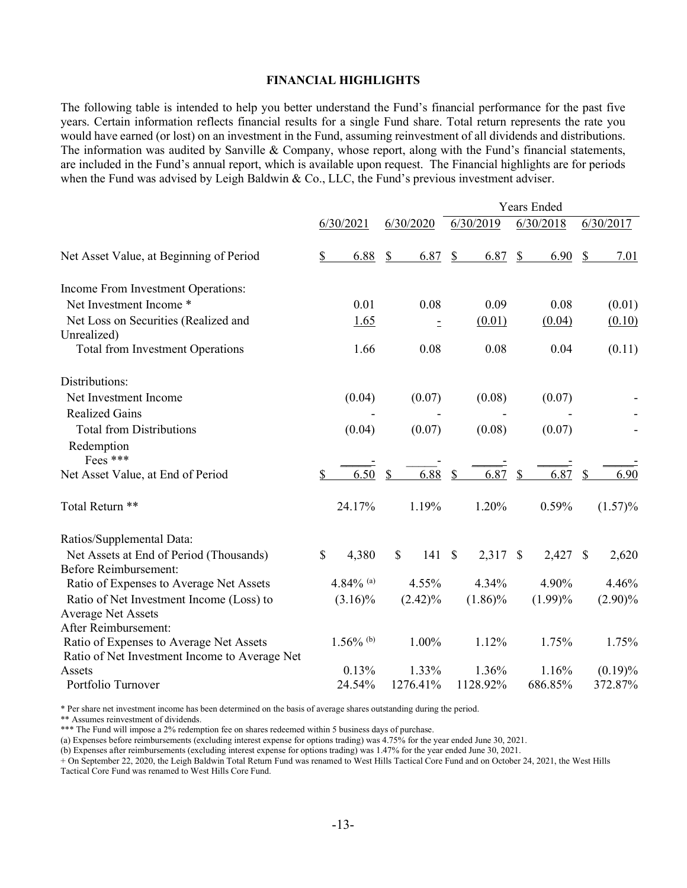## FINANCIAL HIGHLIGHTS

The following table is intended to help you better understand the Fund's financial performance for the past five years. Certain information reflects financial results for a single Fund share. Total return represents the rate you would have earned (or lost) on an investment in the Fund, assuming reinvestment of all dividends and distributions. The information was audited by Sanville & Company, whose report, along with the Fund's financial statements, are included in the Fund's annual report, which is available upon request. The Financial highlights are for periods when the Fund was advised by Leigh Baldwin & Co., LLC, the Fund's previous investment adviser.

| | Years Ended | | | | |
|---|---|---|---|---|---|
| | 6/30/2021 | 6/30/2020 | 6/30/2019 | 6/30/2018 | 6/30/2017 |
| Net Asset Value, at Beginning of Period | $ 6.88 | $ 6.87 | $ 6.87 | $ 6.90 | $ 7.01 |
| Income From Investment Operations: | | | | | |
| Net Investment Income * | 0.01 | 0.08 | 0.09 | 0.08 | (0.01) |
| Net Loss on Securities (Realized and Unrealized) | 1.65 | - | (0.01) | (0.04) | (0.10) |
| Total from Investment Operations | 1.66 | 0.08 | 0.08 | 0.04 | (0.11) |
| Distributions: | | | | | |
| Net Investment Income | (0.04) | (0.07) | (0.08) | (0.07) | - |
| Realized Gains | - | - | - | - | - |
| Total from Distributions | (0.04) | (0.07) | (0.08) | (0.07) | - |
| Redemption Fees *** | - | - | - | - | - |
| Net Asset Value, at End of Period | $ 6.50 | $ 6.88 | $ 6.87 | $ 6.87 | $ 6.90 |
| Total Return ** | 24.17% | 1.19% | 1.20% | 0.59% | (1.57)% |
| Ratios/Supplemental Data: | | | | | |
| Net Assets at End of Period (Thousands) | $ 4,380 | $ 141 | $ 2,317 | $ 2,427 | $ 2,620 |
| Before Reimbursement: | | | | | |
| Ratio of Expenses to Average Net Assets | 4.84% (a) | 4.55% | 4.34% | 4.90% | 4.46% |
| Ratio of Net Investment Income (Loss) to Average Net Assets | (3.16)% | (2.42)% | (1.86)% | (1.99)% | (2.90)% |
| After Reimbursement: | | | | | |
| Ratio of Expenses to Average Net Assets | 1.56% (b) | 1.00% | 1.12% | 1.75% | 1.75% |
| Ratio of Net Investment Income to Average Net Assets | 0.13% | 1.33% | 1.36% | 1.16% | (0.19)% |
| Portfolio Turnover | 24.54% | 1276.41% | 1128.92% | 686.85% | 372.87% |

\* Per share net investment income has been determined on the basis of average shares outstanding during the period.

** Assumes reinvestment of dividends.

*** The Fund will impose a 2% redemption fee on shares redeemed within 5 business days of purchase.

(a) Expenses before reimbursements (excluding interest expense for options trading) was 4.75% for the year ended June 30, 2021.

(b) Expenses after reimbursements (excluding interest expense for options trading) was 1.47% for the year ended June 30, 2021.

+ On September 22, 2020, the Leigh Baldwin Total Return Fund was renamed to West Hills Tactical Core Fund and on October 24, 2021, the West Hills Tactical Core Fund was renamed to West Hills Core Fund.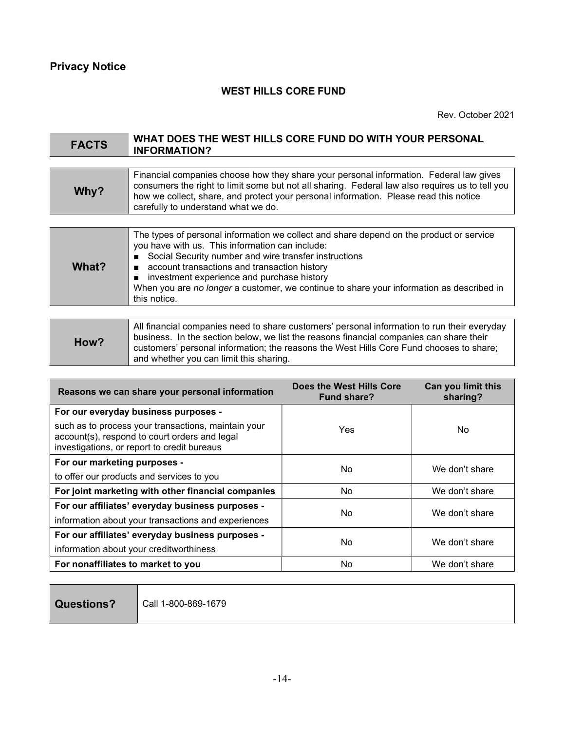## Privacy Notice

**WEST HILLS CORE FUND**

Rev. October 2021

| **FACTS** | **WHAT DOES THE WEST HILLS CORE FUND DO WITH YOUR PERSONAL INFORMATION?** |
|---|---|
| **Why?** | Financial companies choose how they share your personal information. Federal law gives consumers the right to limit some but not all sharing. Federal law also requires us to tell you how we collect, share, and protect your personal information. Please read this notice carefully to understand what we do. |
| **What?** | The types of personal information we collect and share depend on the product or service you have with us. This information can include:<br>■ Social Security number and wire transfer instructions<br>■ account transactions and transaction history<br>■ investment experience and purchase history<br>When you are *no longer* a customer, we continue to share your information as described in this notice. |
| **How?** | All financial companies need to share customers' personal information to run their everyday business. In the section below, we list the reasons financial companies can share their customers' personal information; the reasons the West Hills Core Fund chooses to share; and whether you can limit this sharing. |

| Reasons we can share your personal information | Does the West Hills Core Fund share? | Can you limit this sharing? |
|---|---|---|
| **For our everyday business purposes -** such as to process your transactions, maintain your account(s), respond to court orders and legal investigations, or report to credit bureaus | Yes | No |
| **For our marketing purposes -** to offer our products and services to you | No | We don't share |
| **For joint marketing with other financial companies** | No | We don't share |
| **For our affiliates' everyday business purposes -** information about your transactions and experiences | No | We don't share |
| **For our affiliates' everyday business purposes -** information about your creditworthiness | No | We don't share |
| **For nonaffiliates to market to you** | No | We don't share |

| **Questions?** | Call 1-800-869-1679 |
|---|---|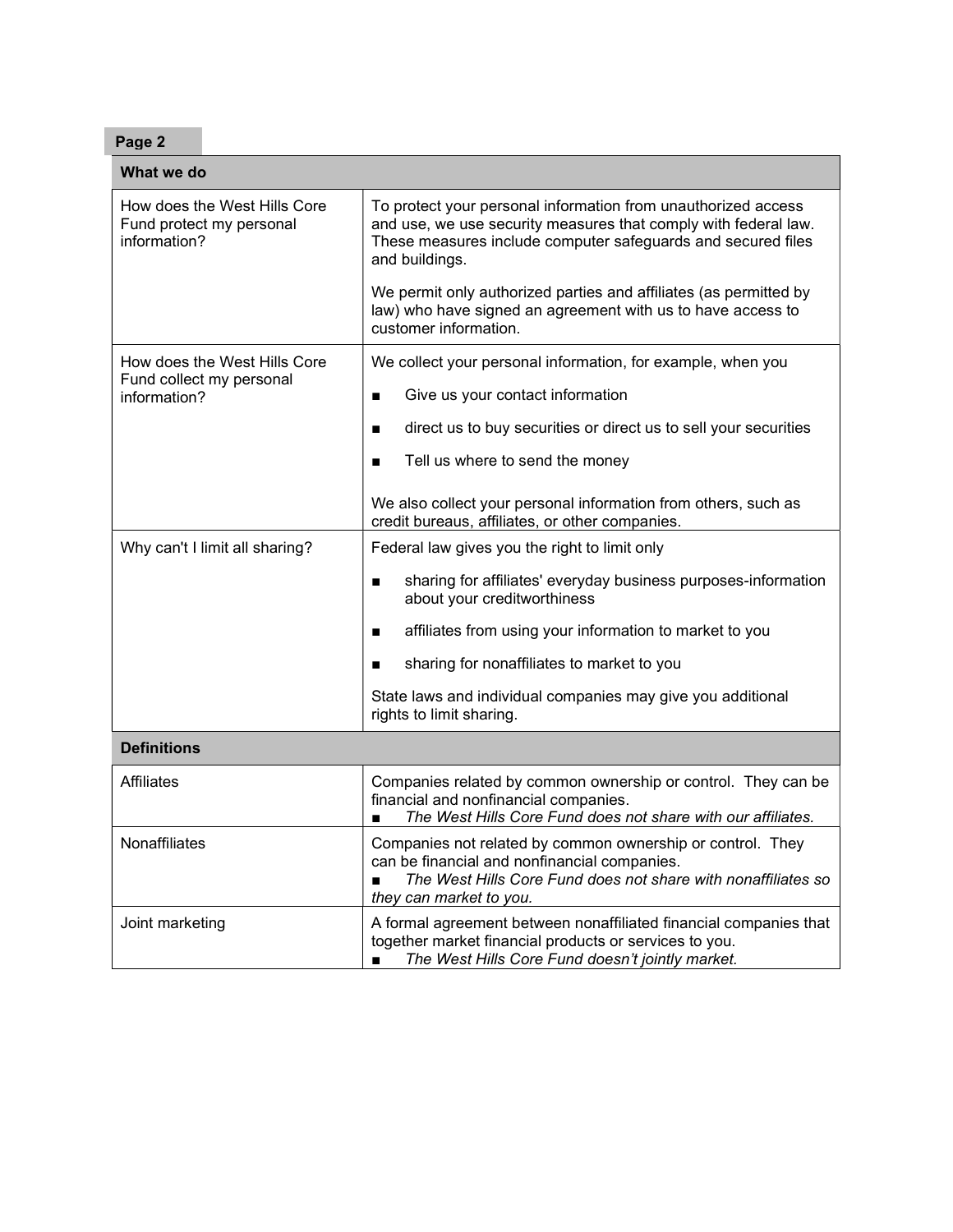**Page 2**

| What we do | |
|---|---|
| How does the West Hills Core Fund protect my personal information? | To protect your personal information from unauthorized access and use, we use security measures that comply with federal law. These measures include computer safeguards and secured files and buildings.<br><br>We permit only authorized parties and affiliates (as permitted by law) who have signed an agreement with us to have access to customer information. |
| How does the West Hills Core Fund collect my personal information? | We collect your personal information, for example, when you<br>■ Give us your contact information<br>■ direct us to buy securities or direct us to sell your securities<br>■ Tell us where to send the money<br><br>We also collect your personal information from others, such as credit bureaus, affiliates, or other companies. |
| Why can't I limit all sharing? | Federal law gives you the right to limit only<br>■ sharing for affiliates' everyday business purposes-information about your creditworthiness<br>■ affiliates from using your information to market to you<br>■ sharing for nonaffiliates to market to you<br><br>State laws and individual companies may give you additional rights to limit sharing. |

| Definitions | |
|---|---|
| Affiliates | Companies related by common ownership or control. They can be financial and nonfinancial companies.<br>■ *The West Hills Core Fund does not share with our affiliates.* |
| Nonaffiliates | Companies not related by common ownership or control. They can be financial and nonfinancial companies.<br>■ *The West Hills Core Fund does not share with nonaffiliates so they can market to you.* |
| Joint marketing | A formal agreement between nonaffiliated financial companies that together market financial products or services to you.<br>■ *The West Hills Core Fund doesn't jointly market.* |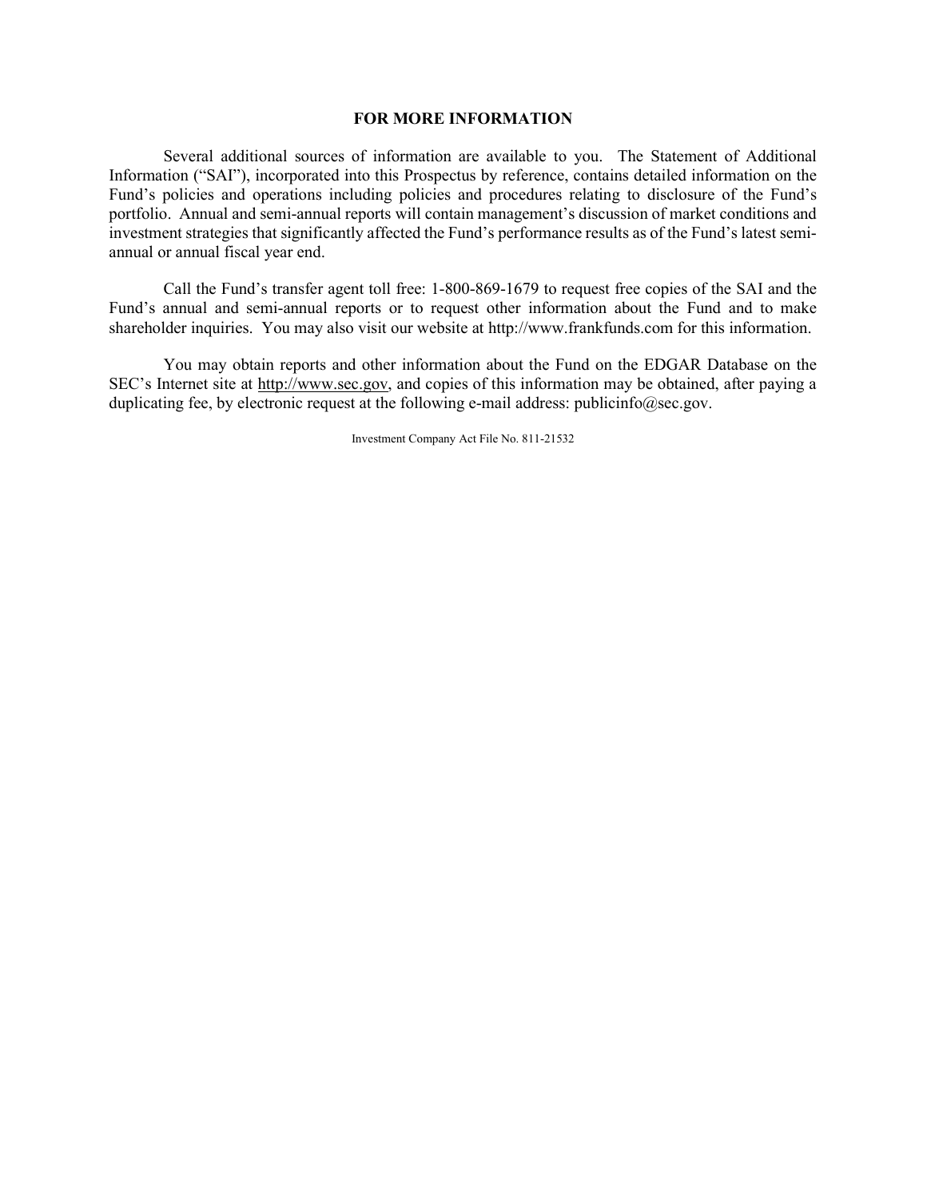## FOR MORE INFORMATION

Several additional sources of information are available to you. The Statement of Additional Information ("SAI"), incorporated into this Prospectus by reference, contains detailed information on the Fund's policies and operations including policies and procedures relating to disclosure of the Fund's portfolio. Annual and semi-annual reports will contain management's discussion of market conditions and investment strategies that significantly affected the Fund's performance results as of the Fund's latest semi-annual or annual fiscal year end.

Call the Fund's transfer agent toll free: 1-800-869-1679 to request free copies of the SAI and the Fund's annual and semi-annual reports or to request other information about the Fund and to make shareholder inquiries. You may also visit our website at http://www.frankfunds.com for this information.

You may obtain reports and other information about the Fund on the EDGAR Database on the SEC's Internet site at http://www.sec.gov, and copies of this information may be obtained, after paying a duplicating fee, by electronic request at the following e-mail address: publicinfo@sec.gov.

Investment Company Act File No. 811-21532